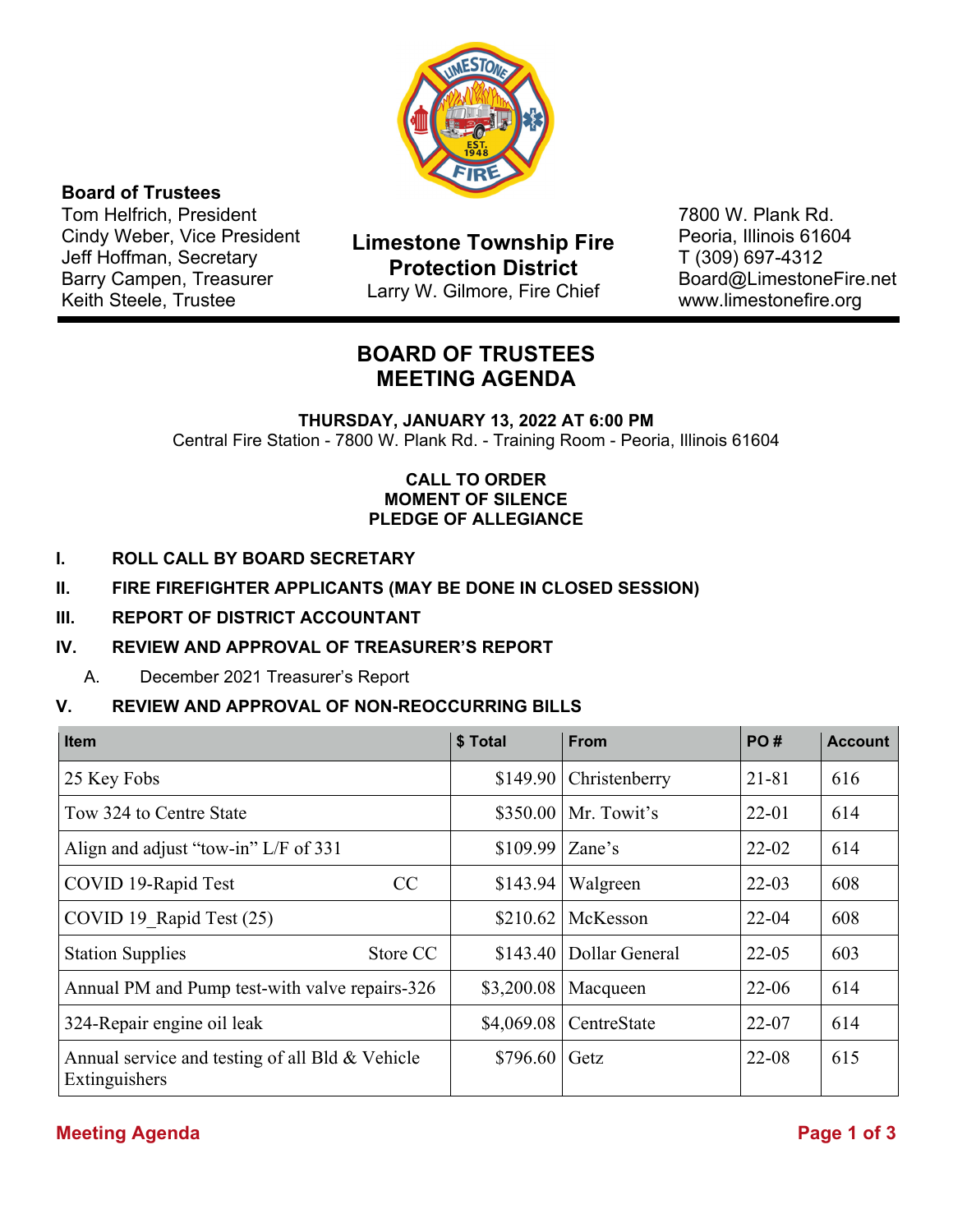**Board of Trustees**
Tom Helfrich, President
Cindy Weber, Vice President
Jeff Hoffman, Secretary
Barry Campen, Treasurer
Keith Steele, Trustee

**Limestone Township Fire Protection District**
Larry W. Gilmore, Fire Chief

7800 W. Plank Rd.
Peoria, Illinois 61604
T (309) 697-4312
Board@LimestoneFire.net
www.limestonefire.org

# BOARD OF TRUSTEES MEETING AGENDA

**THURSDAY, JANUARY 13, 2022 AT 6:00 PM**
Central Fire Station - 7800 W. Plank Rd. - Training Room - Peoria, Illinois 61604

**CALL TO ORDER**
**MOMENT OF SILENCE**
**PLEDGE OF ALLEGIANCE**

**I. ROLL CALL BY BOARD SECRETARY**

**II. FIRE FIREFIGHTER APPLICANTS (MAY BE DONE IN CLOSED SESSION)**

**III. REPORT OF DISTRICT ACCOUNTANT**

**IV. REVIEW AND APPROVAL OF TREASURER'S REPORT**

A. December 2021 Treasurer's Report

**V. REVIEW AND APPROVAL OF NON-REOCCURRING BILLS**

| Item | $ Total | From | PO # | Account |
|---|---|---|---|---|
| 25 Key Fobs | $149.90 | Christenberry | 21-81 | 616 |
| Tow 324 to Centre State | $350.00 | Mr. Towit's | 22-01 | 614 |
| Align and adjust "tow-in" L/F of 331 | $109.99 | Zane's | 22-02 | 614 |
| COVID 19-Rapid Test CC | $143.94 | Walgreen | 22-03 | 608 |
| COVID 19_Rapid Test (25) | $210.62 | McKesson | 22-04 | 608 |
| Station Supplies Store CC | $143.40 | Dollar General | 22-05 | 603 |
| Annual PM and Pump test-with valve repairs-326 | $3,200.08 | Macqueen | 22-06 | 614 |
| 324-Repair engine oil leak | $4,069.08 | CentreState | 22-07 | 614 |
| Annual service and testing of all Bld & Vehicle Extinguishers | $796.60 | Getz | 22-08 | 615 |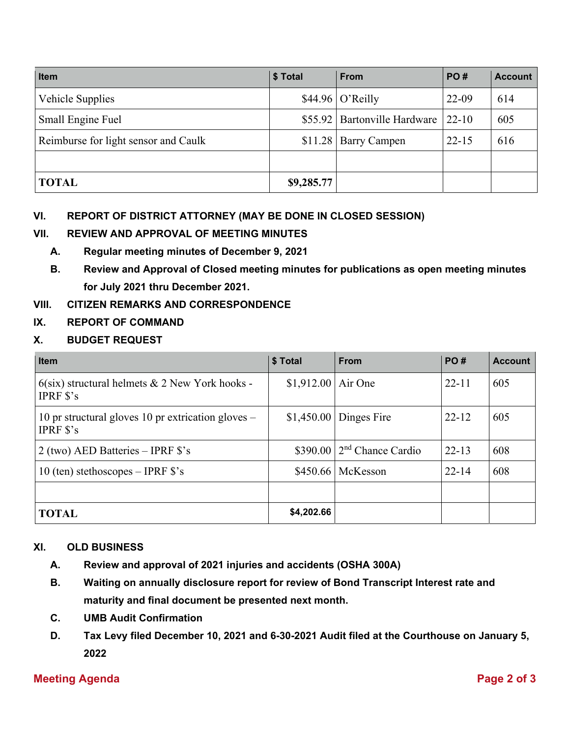| Item | $ Total | From | PO # | Account |
|---|---|---|---|---|
| Vehicle Supplies | $44.96 | O'Reilly | 22-09 | 614 |
| Small Engine Fuel | $55.92 | Bartonville Hardware | 22-10 | 605 |
| Reimburse for light sensor and Caulk | $11.28 | Barry Campen | 22-15 | 616 |
| | | | | |
| **TOTAL** | **$9,285.77** | | | |

**VI. REPORT OF DISTRICT ATTORNEY (MAY BE DONE IN CLOSED SESSION)**

**VII. REVIEW AND APPROVAL OF MEETING MINUTES**

**A. Regular meeting minutes of December 9, 2021**

**B. Review and Approval of Closed meeting minutes for publications as open meeting minutes for July 2021 thru December 2021.**

**VIII. CITIZEN REMARKS AND CORRESPONDENCE**

**IX. REPORT OF COMMAND**

**X. BUDGET REQUEST**

| Item | $ Total | From | PO # | Account |
|---|---|---|---|---|
| 6(six) structural helmets & 2 New York hooks - IPRF $'s | $1,912.00 | Air One | 22-11 | 605 |
| 10 pr structural gloves 10 pr extrication gloves – IPRF $'s | $1,450.00 | Dinges Fire | 22-12 | 605 |
| 2 (two) AED Batteries – IPRF $'s | $390.00 | 2nd Chance Cardio | 22-13 | 608 |
| 10 (ten) stethoscopes – IPRF $'s | $450.66 | McKesson | 22-14 | 608 |
| | | | | |
| **TOTAL** | **$4,202.66** | | | |

**XI. OLD BUSINESS**

**A. Review and approval of 2021 injuries and accidents (OSHA 300A)**

**B. Waiting on annually disclosure report for review of Bond Transcript Interest rate and maturity and final document be presented next month.**

**C. UMB Audit Confirmation**

**D. Tax Levy filed December 10, 2021 and 6-30-2021 Audit filed at the Courthouse on January 5, 2022**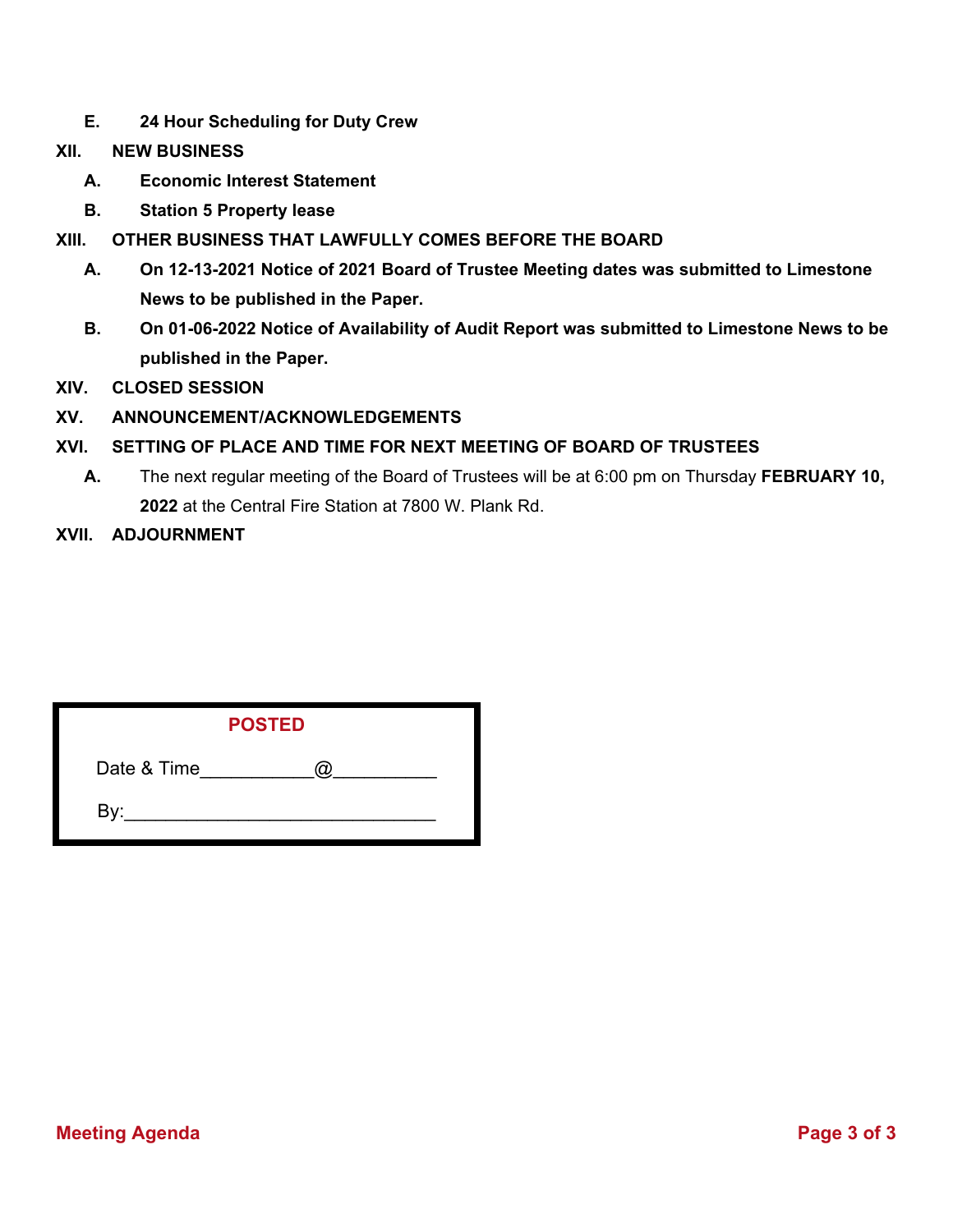**E. 24 Hour Scheduling for Duty Crew**

**XII. NEW BUSINESS**

**A. Economic Interest Statement**

**B. Station 5 Property lease**

**XIII. OTHER BUSINESS THAT LAWFULLY COMES BEFORE THE BOARD**

**A. On 12-13-2021 Notice of 2021 Board of Trustee Meeting dates was submitted to Limestone News to be published in the Paper.**

**B. On 01-06-2022 Notice of Availability of Audit Report was submitted to Limestone News to be published in the Paper.**

**XIV. CLOSED SESSION**

**XV. ANNOUNCEMENT/ACKNOWLEDGEMENTS**

**XVI. SETTING OF PLACE AND TIME FOR NEXT MEETING OF BOARD OF TRUSTEES**

**A.** The next regular meeting of the Board of Trustees will be at 6:00 pm on Thursday **FEBRUARY 10, 2022** at the Central Fire Station at 7800 W. Plank Rd.

**XVII. ADJOURNMENT**

**POSTED**

Date & Time__________@_________

By:_____________________________